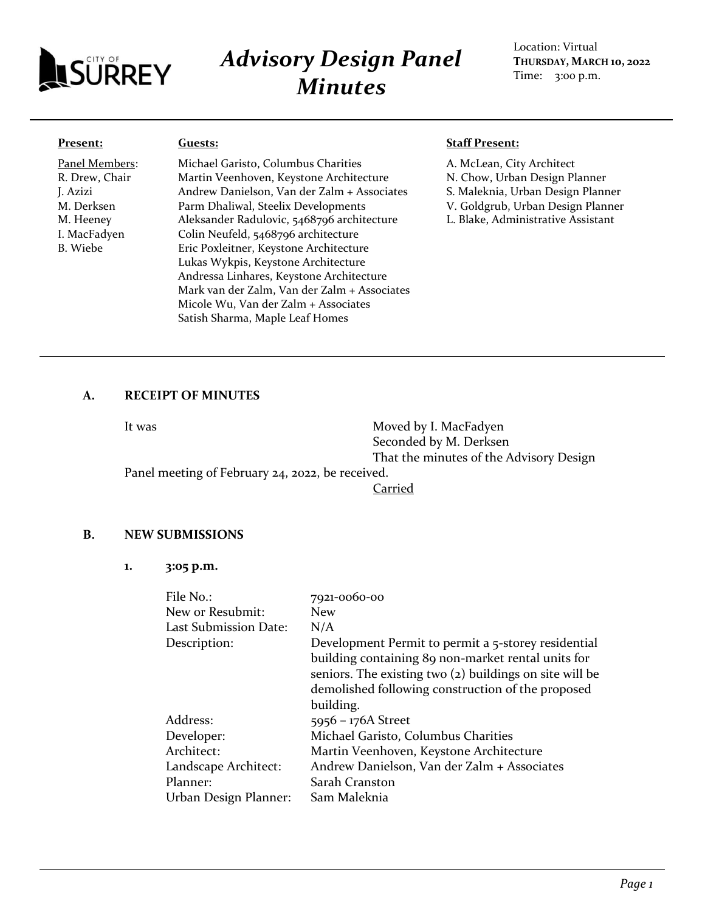# Advisory Design Panel Minutes

Location: Virtual
**THURSDAY, MARCH 10, 2022**
Time: 3:00 p.m.

**Present:**

Panel Members:
R. Drew, Chair
J. Azizi
M. Derksen
M. Heeney
I. MacFadyen
B. Wiebe

**Guests:**

Michael Garisto, Columbus Charities
Martin Veenhoven, Keystone Architecture
Andrew Danielson, Van der Zalm + Associates
Parm Dhaliwal, Steelix Developments
Aleksander Radulovic, 5468796 architecture
Colin Neufeld, 5468796 architecture
Eric Poxleitner, Keystone Architecture
Lukas Wykpis, Keystone Architecture
Andressa Linhares, Keystone Architecture
Mark van der Zalm, Van der Zalm + Associates
Micole Wu, Van der Zalm + Associates
Satish Sharma, Maple Leaf Homes

**Staff Present:**

A. McLean, City Architect
N. Chow, Urban Design Planner
S. Maleknia, Urban Design Planner
V. Goldgrub, Urban Design Planner
L. Blake, Administrative Assistant

## A. RECEIPT OF MINUTES

It was Moved by I. MacFadyen
Seconded by M. Derksen
That the minutes of the Advisory Design Panel meeting of February 24, 2022, be received.
Carried

## B. NEW SUBMISSIONS

### 1. 3:05 p.m.

| | |
|---|---|
| File No.: | 7921-0060-00 |
| New or Resubmit: | New |
| Last Submission Date: | N/A |
| Description: | Development Permit to permit a 5-storey residential building containing 89 non-market rental units for seniors. The existing two (2) buildings on site will be demolished following construction of the proposed building. |
| Address: | 5956 – 176A Street |
| Developer: | Michael Garisto, Columbus Charities |
| Architect: | Martin Veenhoven, Keystone Architecture |
| Landscape Architect: | Andrew Danielson, Van der Zalm + Associates |
| Planner: | Sarah Cranston |
| Urban Design Planner: | Sam Maleknia |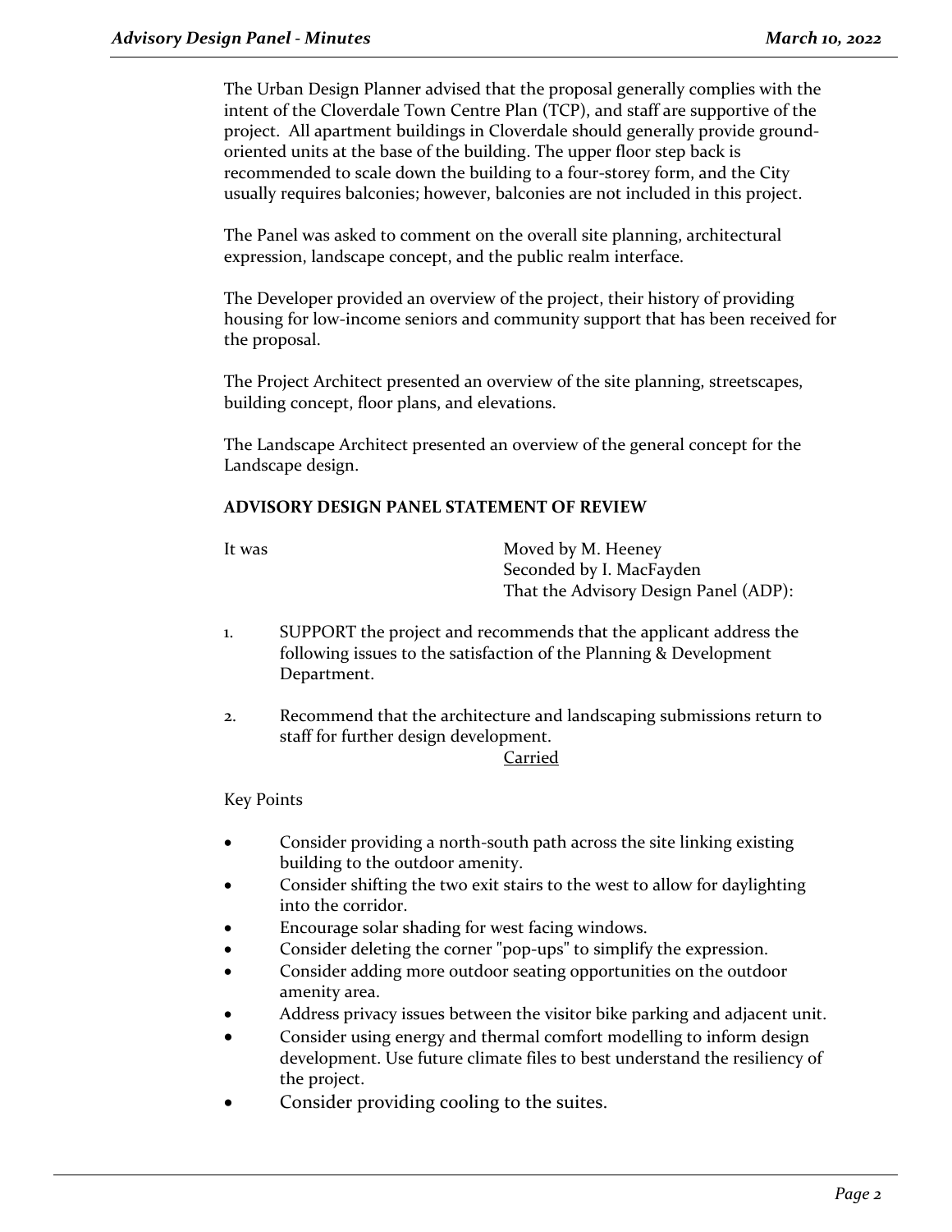The Urban Design Planner advised that the proposal generally complies with the intent of the Cloverdale Town Centre Plan (TCP), and staff are supportive of the project. All apartment buildings in Cloverdale should generally provide ground-oriented units at the base of the building. The upper floor step back is recommended to scale down the building to a four-storey form, and the City usually requires balconies; however, balconies are not included in this project.

The Panel was asked to comment on the overall site planning, architectural expression, landscape concept, and the public realm interface.

The Developer provided an overview of the project, their history of providing housing for low-income seniors and community support that has been received for the proposal.

The Project Architect presented an overview of the site planning, streetscapes, building concept, floor plans, and elevations.

The Landscape Architect presented an overview of the general concept for the Landscape design.

**ADVISORY DESIGN PANEL STATEMENT OF REVIEW**

It was

Moved by M. Heeney
Seconded by I. MacFayden
That the Advisory Design Panel (ADP):

1. SUPPORT the project and recommends that the applicant address the following issues to the satisfaction of the Planning & Development Department.

2. Recommend that the architecture and landscaping submissions return to staff for further design development.

Carried

Key Points

- Consider providing a north-south path across the site linking existing building to the outdoor amenity.
- Consider shifting the two exit stairs to the west to allow for daylighting into the corridor.
- Encourage solar shading for west facing windows.
- Consider deleting the corner "pop-ups" to simplify the expression.
- Consider adding more outdoor seating opportunities on the outdoor amenity area.
- Address privacy issues between the visitor bike parking and adjacent unit.
- Consider using energy and thermal comfort modelling to inform design development. Use future climate files to best understand the resiliency of the project.
- Consider providing cooling to the suites.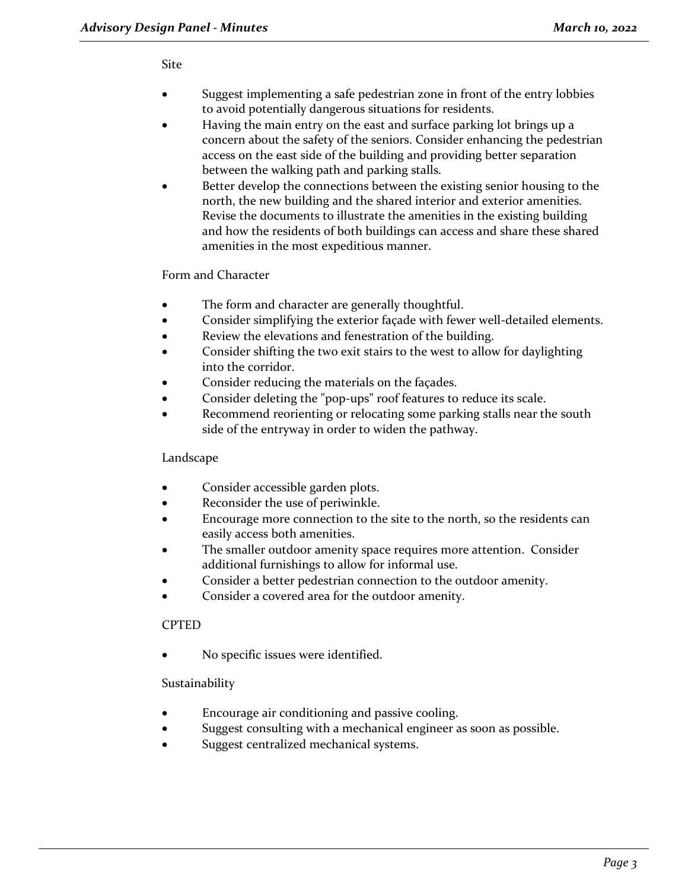Site

- Suggest implementing a safe pedestrian zone in front of the entry lobbies to avoid potentially dangerous situations for residents.
- Having the main entry on the east and surface parking lot brings up a concern about the safety of the seniors. Consider enhancing the pedestrian access on the east side of the building and providing better separation between the walking path and parking stalls.
- Better develop the connections between the existing senior housing to the north, the new building and the shared interior and exterior amenities. Revise the documents to illustrate the amenities in the existing building and how the residents of both buildings can access and share these shared amenities in the most expeditious manner.

Form and Character

- The form and character are generally thoughtful.
- Consider simplifying the exterior façade with fewer well-detailed elements.
- Review the elevations and fenestration of the building.
- Consider shifting the two exit stairs to the west to allow for daylighting into the corridor.
- Consider reducing the materials on the façades.
- Consider deleting the "pop-ups" roof features to reduce its scale.
- Recommend reorienting or relocating some parking stalls near the south side of the entryway in order to widen the pathway.

Landscape

- Consider accessible garden plots.
- Reconsider the use of periwinkle.
- Encourage more connection to the site to the north, so the residents can easily access both amenities.
- The smaller outdoor amenity space requires more attention. Consider additional furnishings to allow for informal use.
- Consider a better pedestrian connection to the outdoor amenity.
- Consider a covered area for the outdoor amenity.

CPTED

- No specific issues were identified.

Sustainability

- Encourage air conditioning and passive cooling.
- Suggest consulting with a mechanical engineer as soon as possible.
- Suggest centralized mechanical systems.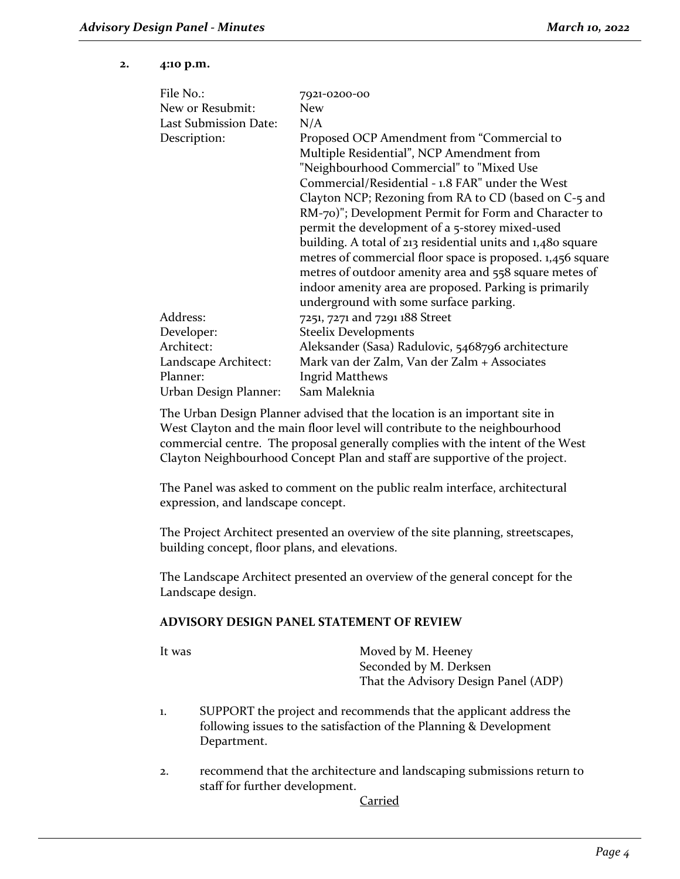**2. 4:10 p.m.**

| | |
|---|---|
| File No.: | 7921-0200-00 |
| New or Resubmit: | New |
| Last Submission Date: | N/A |
| Description: | Proposed OCP Amendment from "Commercial to Multiple Residential", NCP Amendment from "Neighbourhood Commercial" to "Mixed Use Commercial/Residential - 1.8 FAR" under the West Clayton NCP; Rezoning from RA to CD (based on C-5 and RM-70)"; Development Permit for Form and Character to permit the development of a 5-storey mixed-used building. A total of 213 residential units and 1,480 square metres of commercial floor space is proposed. 1,456 square metres of outdoor amenity area and 558 square metes of indoor amenity area are proposed. Parking is primarily underground with some surface parking. |
| Address: | 7251, 7271 and 7291 188 Street |
| Developer: | Steelix Developments |
| Architect: | Aleksander (Sasa) Radulovic, 5468796 architecture |
| Landscape Architect: | Mark van der Zalm, Van der Zalm + Associates |
| Planner: | Ingrid Matthews |
| Urban Design Planner: | Sam Maleknia |

The Urban Design Planner advised that the location is an important site in West Clayton and the main floor level will contribute to the neighbourhood commercial centre. The proposal generally complies with the intent of the West Clayton Neighbourhood Concept Plan and staff are supportive of the project.

The Panel was asked to comment on the public realm interface, architectural expression, and landscape concept.

The Project Architect presented an overview of the site planning, streetscapes, building concept, floor plans, and elevations.

The Landscape Architect presented an overview of the general concept for the Landscape design.

**ADVISORY DESIGN PANEL STATEMENT OF REVIEW**

It was

Moved by M. Heeney
Seconded by M. Derksen
That the Advisory Design Panel (ADP)

1. SUPPORT the project and recommends that the applicant address the following issues to the satisfaction of the Planning & Development Department.

2. recommend that the architecture and landscaping submissions return to staff for further development.

Carried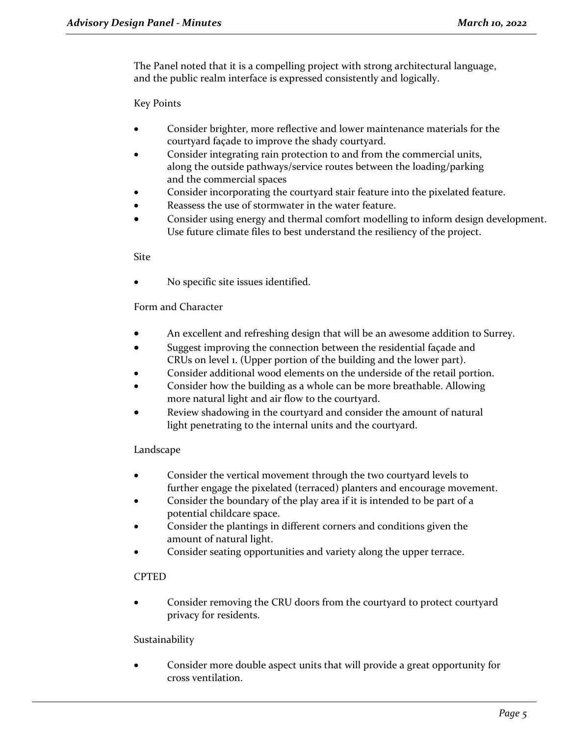The Panel noted that it is a compelling project with strong architectural language, and the public realm interface is expressed consistently and logically.

Key Points

- Consider brighter, more reflective and lower maintenance materials for the courtyard façade to improve the shady courtyard.
- Consider integrating rain protection to and from the commercial units, along the outside pathways/service routes between the loading/parking and the commercial spaces
- Consider incorporating the courtyard stair feature into the pixelated feature.
- Reassess the use of stormwater in the water feature.
- Consider using energy and thermal comfort modelling to inform design development. Use future climate files to best understand the resiliency of the project.

Site

- No specific site issues identified.

Form and Character

- An excellent and refreshing design that will be an awesome addition to Surrey.
- Suggest improving the connection between the residential façade and CRUs on level 1. (Upper portion of the building and the lower part).
- Consider additional wood elements on the underside of the retail portion.
- Consider how the building as a whole can be more breathable. Allowing more natural light and air flow to the courtyard.
- Review shadowing in the courtyard and consider the amount of natural light penetrating to the internal units and the courtyard.

Landscape

- Consider the vertical movement through the two courtyard levels to further engage the pixelated (terraced) planters and encourage movement.
- Consider the boundary of the play area if it is intended to be part of a potential childcare space.
- Consider the plantings in different corners and conditions given the amount of natural light.
- Consider seating opportunities and variety along the upper terrace.

CPTED

- Consider removing the CRU doors from the courtyard to protect courtyard privacy for residents.

Sustainability

- Consider more double aspect units that will provide a great opportunity for cross ventilation.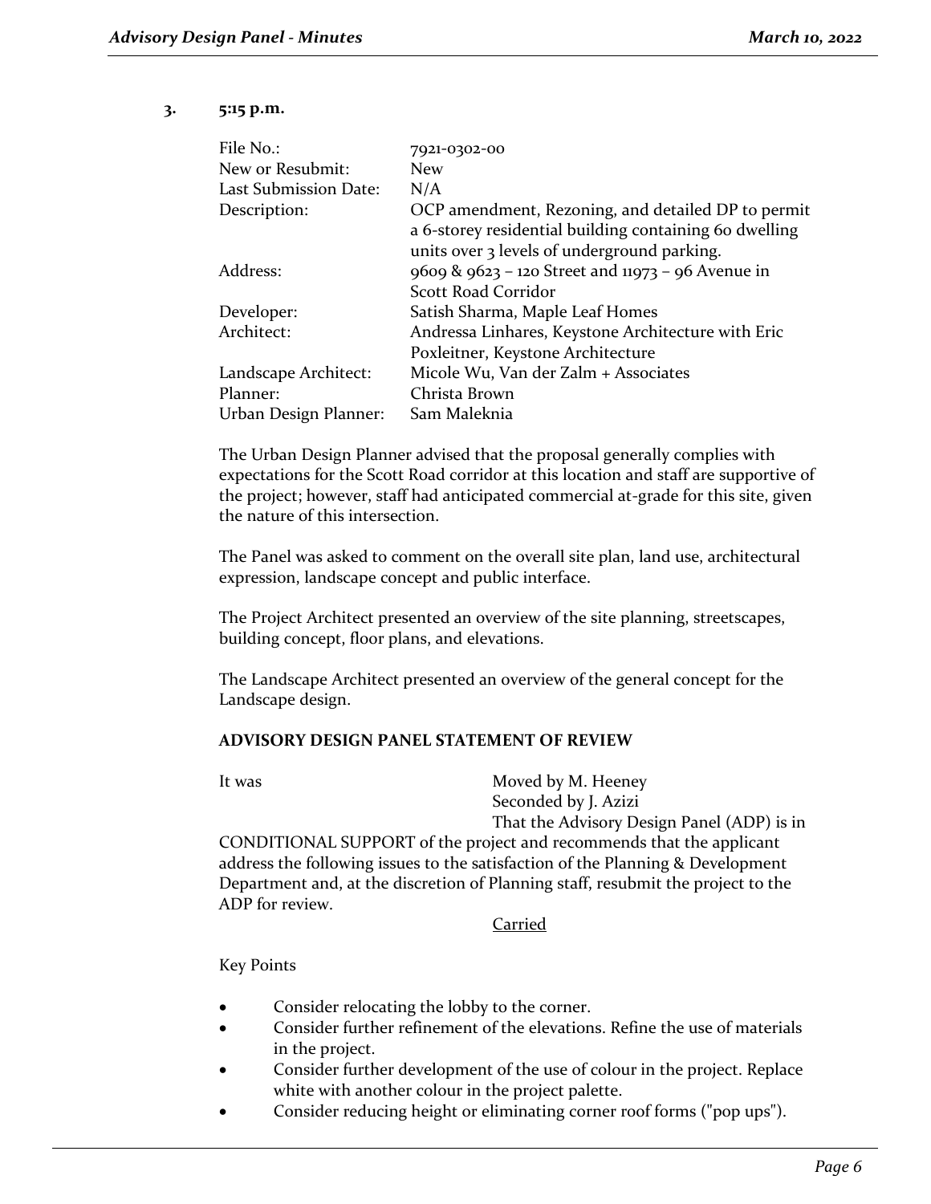**3. 5:15 p.m.**

| | |
|---|---|
| File No.: | 7921-0302-00 |
| New or Resubmit: | New |
| Last Submission Date: | N/A |
| Description: | OCP amendment, Rezoning, and detailed DP to permit a 6-storey residential building containing 60 dwelling units over 3 levels of underground parking. |
| Address: | 9609 & 9623 – 120 Street and 11973 – 96 Avenue in Scott Road Corridor |
| Developer: | Satish Sharma, Maple Leaf Homes |
| Architect: | Andressa Linhares, Keystone Architecture with Eric Poxleitner, Keystone Architecture |
| Landscape Architect: | Micole Wu, Van der Zalm + Associates |
| Planner: | Christa Brown |
| Urban Design Planner: | Sam Maleknia |

The Urban Design Planner advised that the proposal generally complies with expectations for the Scott Road corridor at this location and staff are supportive of the project; however, staff had anticipated commercial at-grade for this site, given the nature of this intersection.

The Panel was asked to comment on the overall site plan, land use, architectural expression, landscape concept and public interface.

The Project Architect presented an overview of the site planning, streetscapes, building concept, floor plans, and elevations.

The Landscape Architect presented an overview of the general concept for the Landscape design.

**ADVISORY DESIGN PANEL STATEMENT OF REVIEW**

It was Moved by M. Heeney
Seconded by J. Azizi
That the Advisory Design Panel (ADP) is in CONDITIONAL SUPPORT of the project and recommends that the applicant address the following issues to the satisfaction of the Planning & Development Department and, at the discretion of Planning staff, resubmit the project to the ADP for review.

Carried

Key Points

- Consider relocating the lobby to the corner.
- Consider further refinement of the elevations. Refine the use of materials in the project.
- Consider further development of the use of colour in the project. Replace white with another colour in the project palette.
- Consider reducing height or eliminating corner roof forms ("pop ups").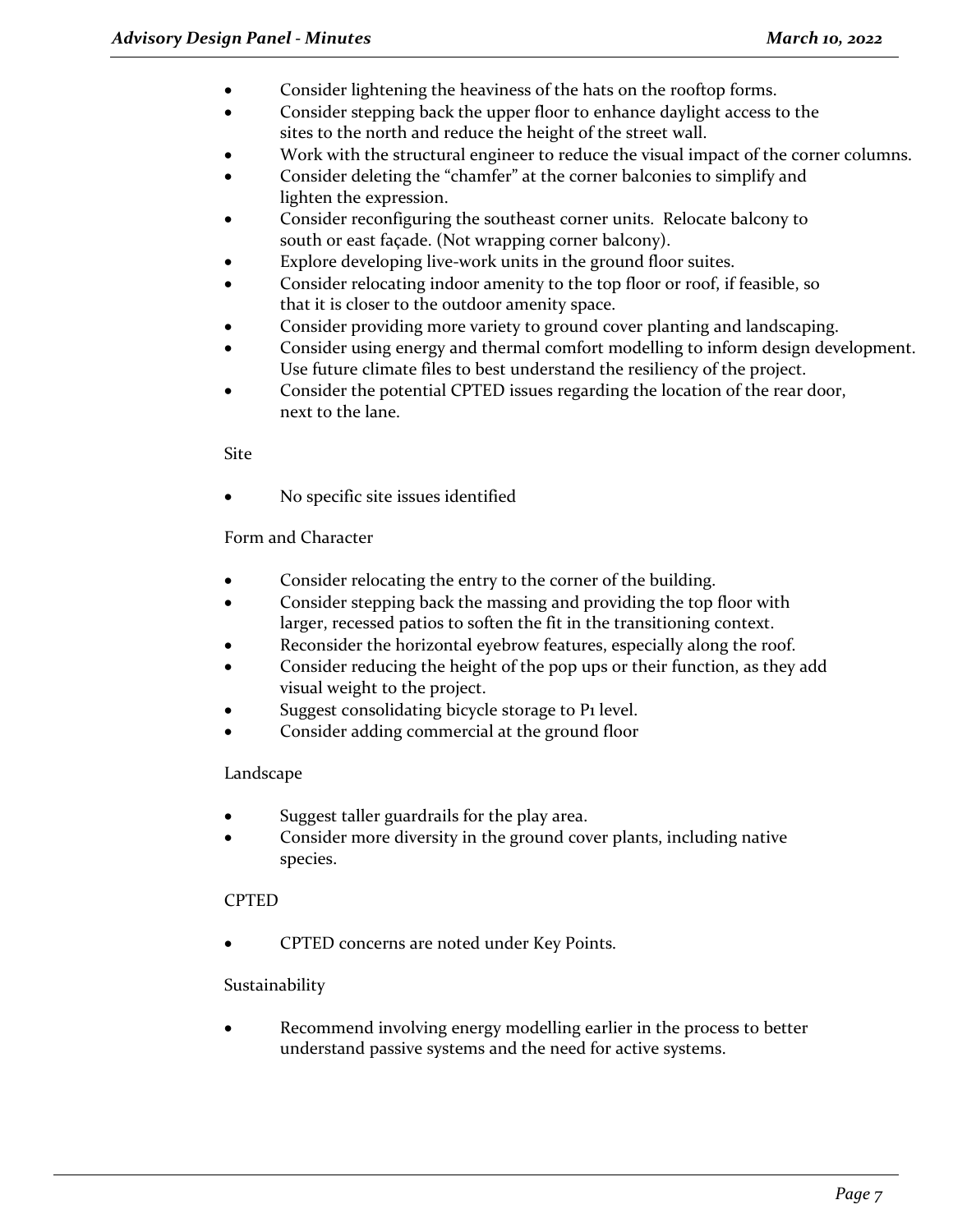- Consider lightening the heaviness of the hats on the rooftop forms.
- Consider stepping back the upper floor to enhance daylight access to the sites to the north and reduce the height of the street wall.
- Work with the structural engineer to reduce the visual impact of the corner columns.
- Consider deleting the "chamfer" at the corner balconies to simplify and lighten the expression.
- Consider reconfiguring the southeast corner units. Relocate balcony to south or east façade. (Not wrapping corner balcony).
- Explore developing live-work units in the ground floor suites.
- Consider relocating indoor amenity to the top floor or roof, if feasible, so that it is closer to the outdoor amenity space.
- Consider providing more variety to ground cover planting and landscaping.
- Consider using energy and thermal comfort modelling to inform design development. Use future climate files to best understand the resiliency of the project.
- Consider the potential CPTED issues regarding the location of the rear door, next to the lane.

Site

- No specific site issues identified

Form and Character

- Consider relocating the entry to the corner of the building.
- Consider stepping back the massing and providing the top floor with larger, recessed patios to soften the fit in the transitioning context.
- Reconsider the horizontal eyebrow features, especially along the roof.
- Consider reducing the height of the pop ups or their function, as they add visual weight to the project.
- Suggest consolidating bicycle storage to P1 level.
- Consider adding commercial at the ground floor

Landscape

- Suggest taller guardrails for the play area.
- Consider more diversity in the ground cover plants, including native species.

CPTED

- CPTED concerns are noted under Key Points.

Sustainability

- Recommend involving energy modelling earlier in the process to better understand passive systems and the need for active systems.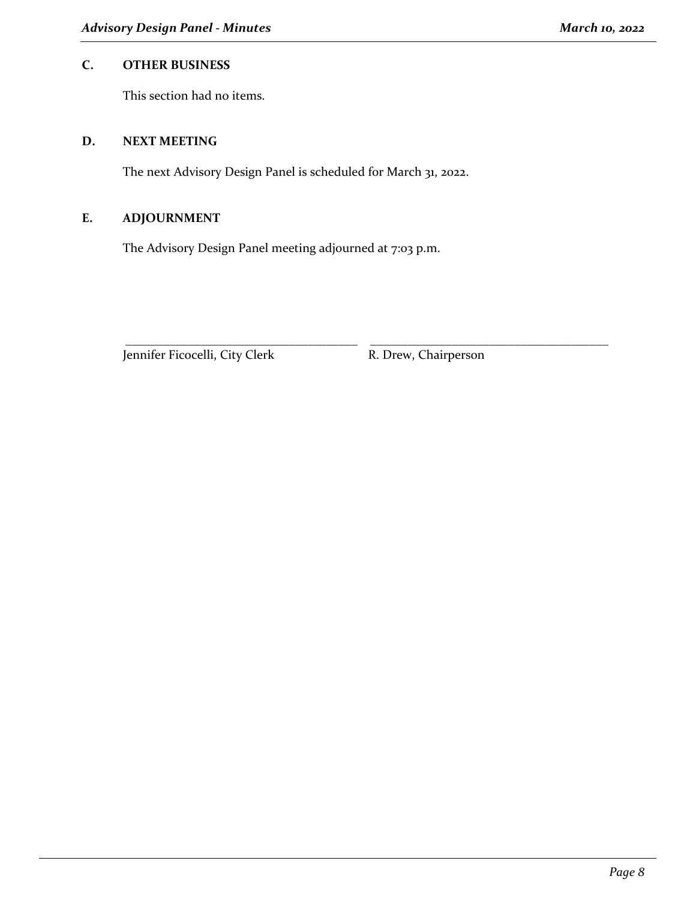## C. OTHER BUSINESS

This section had no items.

## D. NEXT MEETING

The next Advisory Design Panel is scheduled for March 31, 2022.

## E. ADJOURNMENT

The Advisory Design Panel meeting adjourned at 7:03 p.m.

| | |
|---|---|
| ______________________________ | ______________________________ |
| Jennifer Ficocelli, City Clerk | R. Drew, Chairperson |